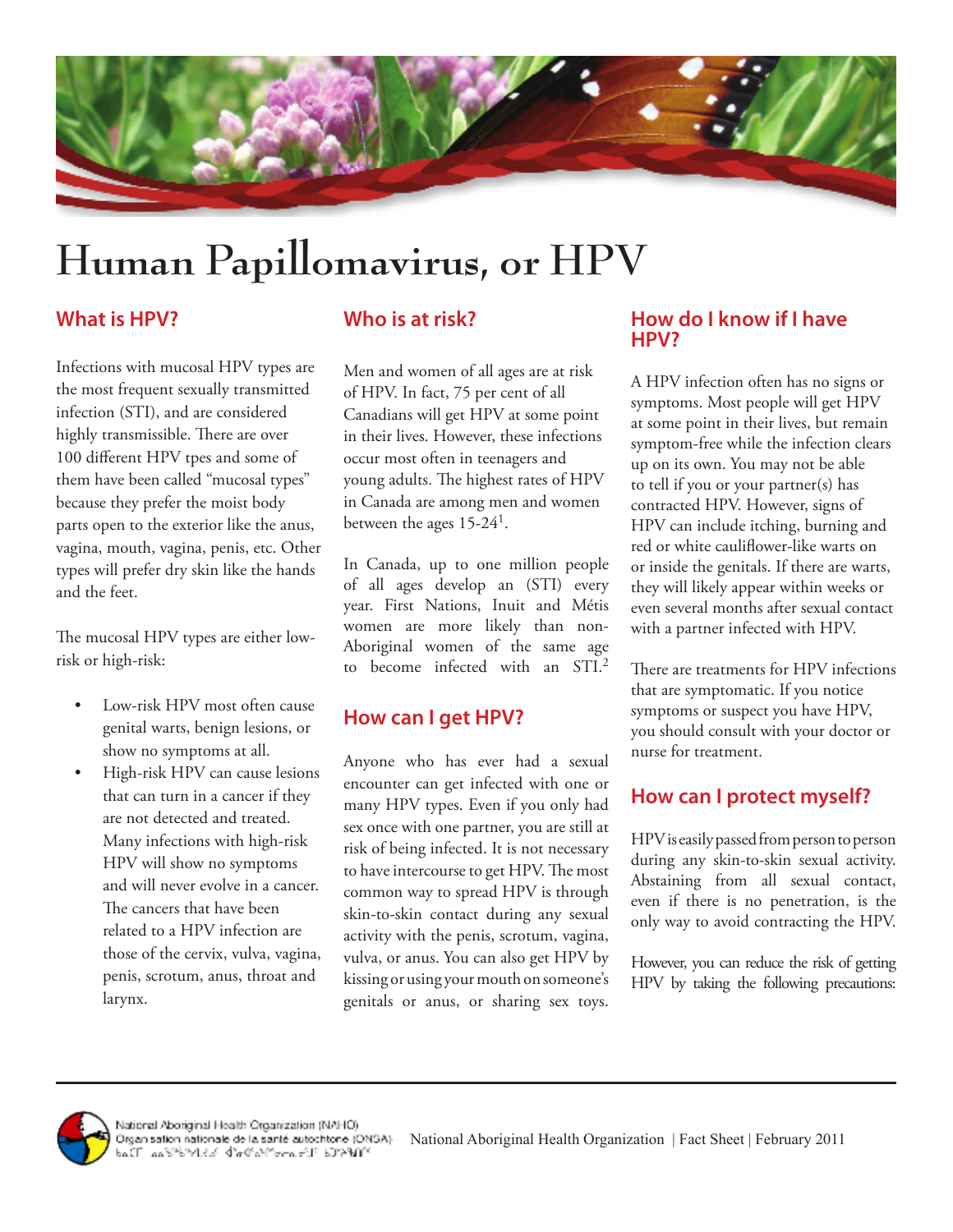# Human Papillomavirus, or HPV

## What is HPV?

Infections with mucosal HPV types are the most frequent sexually transmitted infection (STI), and are considered highly transmissible. There are over 100 different HPV tpes and some of them have been called "mucosal types" because they prefer the moist body parts open to the exterior like the anus, vagina, mouth, vagina, penis, etc. Other types will prefer dry skin like the hands and the feet.

The mucosal HPV types are either low-risk or high-risk:

- Low-risk HPV most often cause genital warts, benign lesions, or show no symptoms at all.
- High-risk HPV can cause lesions that can turn in a cancer if they are not detected and treated. Many infections with high-risk HPV will show no symptoms and will never evolve in a cancer. The cancers that have been related to a HPV infection are those of the cervix, vulva, vagina, penis, scrotum, anus, throat and larynx.

## Who is at risk?

Men and women of all ages are at risk of HPV. In fact, 75 per cent of all Canadians will get HPV at some point in their lives. However, these infections occur most often in teenagers and young adults. The highest rates of HPV in Canada are among men and women between the ages 15-24[1].

In Canada, up to one million people of all ages develop an (STI) every year. First Nations, Inuit and Métis women are more likely than non-Aboriginal women of the same age to become infected with an STI.[2]

## How can I get HPV?

Anyone who has ever had a sexual encounter can get infected with one or many HPV types. Even if you only had sex once with one partner, you are still at risk of being infected. It is not necessary to have intercourse to get HPV. The most common way to spread HPV is through skin-to-skin contact during any sexual activity with the penis, scrotum, vagina, vulva, or anus. You can also get HPV by kissing or using your mouth on someone's genitals or anus, or sharing sex toys.

## How do I know if I have HPV?

A HPV infection often has no signs or symptoms. Most people will get HPV at some point in their lives, but remain symptom-free while the infection clears up on its own. You may not be able to tell if you or your partner(s) has contracted HPV. However, signs of HPV can include itching, burning and red or white cauliflower-like warts on or inside the genitals. If there are warts, they will likely appear within weeks or even several months after sexual contact with a partner infected with HPV.

There are treatments for HPV infections that are symptomatic. If you notice symptoms or suspect you have HPV, you should consult with your doctor or nurse for treatment.

## How can I protect myself?

HPV is easily passed from person to person during any skin-to-skin sexual activity. Abstaining from all sexual contact, even if there is no penetration, is the only way to avoid contracting the HPV.

However, you can reduce the risk of getting HPV by taking the following precautions: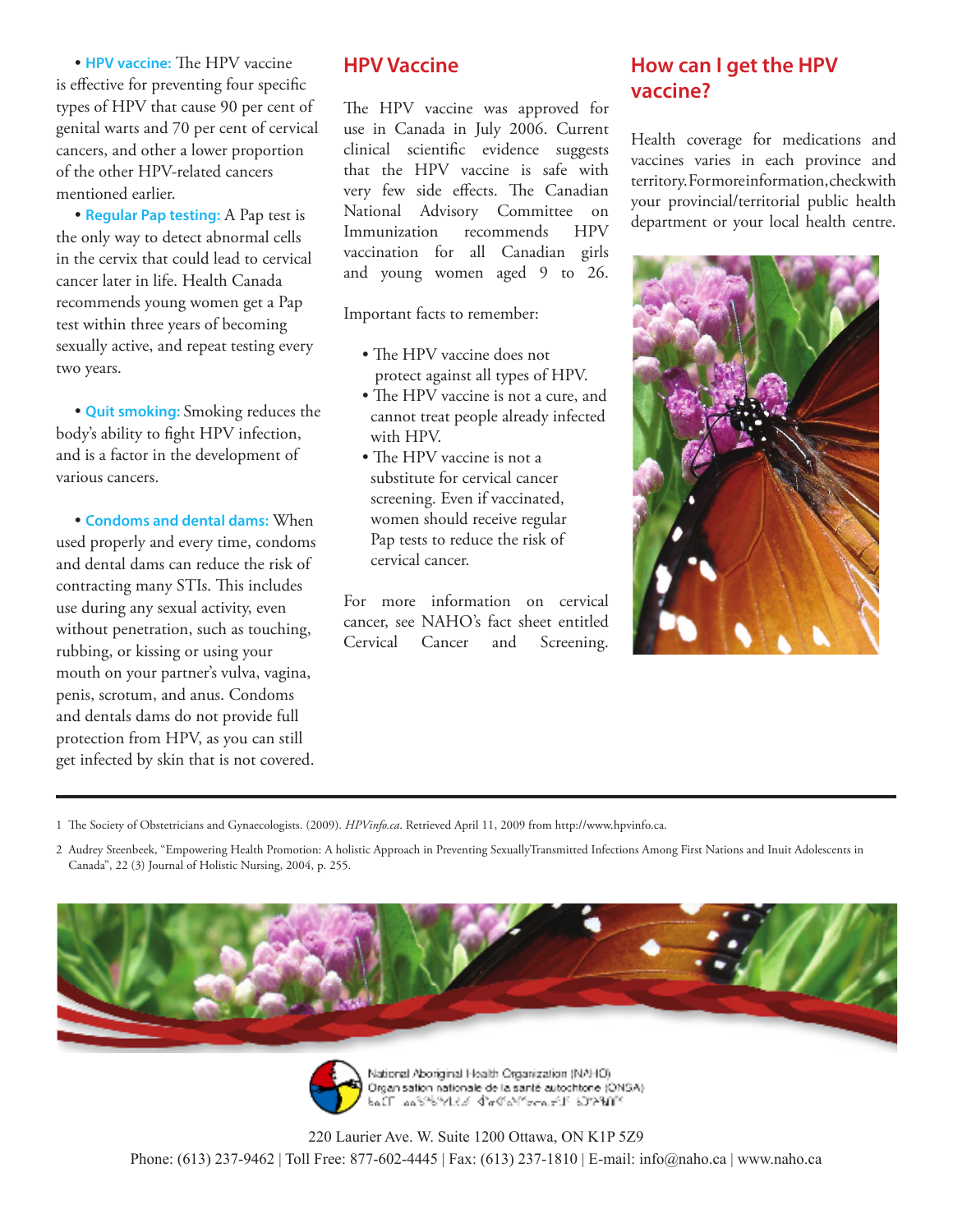- **HPV vaccine:** The HPV vaccine is effective for preventing four specific types of HPV that cause 90 per cent of genital warts and 70 per cent of cervical cancers, and other a lower proportion of the other HPV-related cancers mentioned earlier.
- **Regular Pap testing:** A Pap test is the only way to detect abnormal cells in the cervix that could lead to cervical cancer later in life. Health Canada recommends young women get a Pap test within three years of becoming sexually active, and repeat testing every two years.
- **Quit smoking:** Smoking reduces the body's ability to fight HPV infection, and is a factor in the development of various cancers.
- **Condoms and dental dams:** When used properly and every time, condoms and dental dams can reduce the risk of contracting many STIs. This includes use during any sexual activity, even without penetration, such as touching, rubbing, or kissing or using your mouth on your partner's vulva, vagina, penis, scrotum, and anus. Condoms and dentals dams do not provide full protection from HPV, as you can still get infected by skin that is not covered.

## HPV Vaccine

The HPV vaccine was approved for use in Canada in July 2006. Current clinical scientific evidence suggests that the HPV vaccine is safe with very few side effects. The Canadian National Advisory Committee on Immunization recommends HPV vaccination for all Canadian girls and young women aged 9 to 26.

Important facts to remember:

- The HPV vaccine does not protect against all types of HPV.
- The HPV vaccine is not a cure, and cannot treat people already infected with HPV.
- The HPV vaccine is not a substitute for cervical cancer screening. Even if vaccinated, women should receive regular Pap tests to reduce the risk of cervical cancer.

For more information on cervical cancer, see NAHO's fact sheet entitled Cervical Cancer and Screening.

## How can I get the HPV vaccine?

Health coverage for medications and vaccines varies in each province and territory. For more information, check with your provincial/territorial public health department or your local health centre.

---

1 The Society of Obstetricians and Gynaecologists. (2009). *HPVinfo.ca*. Retrieved April 11, 2009 from http://www.hpvinfo.ca.

2 Audrey Steenbeek, "Empowering Health Promotion: A holistic Approach in Preventing Sexually Transmitted Infections Among First Nations and Inuit Adolescents in Canada", 22 (3) Journal of Holistic Nursing, 2004, p. 255.

National Aboriginal Health Organization (NAHO)
Organisation nationale de la santé autochtone (ONSA)

220 Laurier Ave. W. Suite 1200 Ottawa, ON K1P 5Z9
Phone: (613) 237-9462 | Toll Free: 877-602-4445 | Fax: (613) 237-1810 | E-mail: info@naho.ca | www.naho.ca